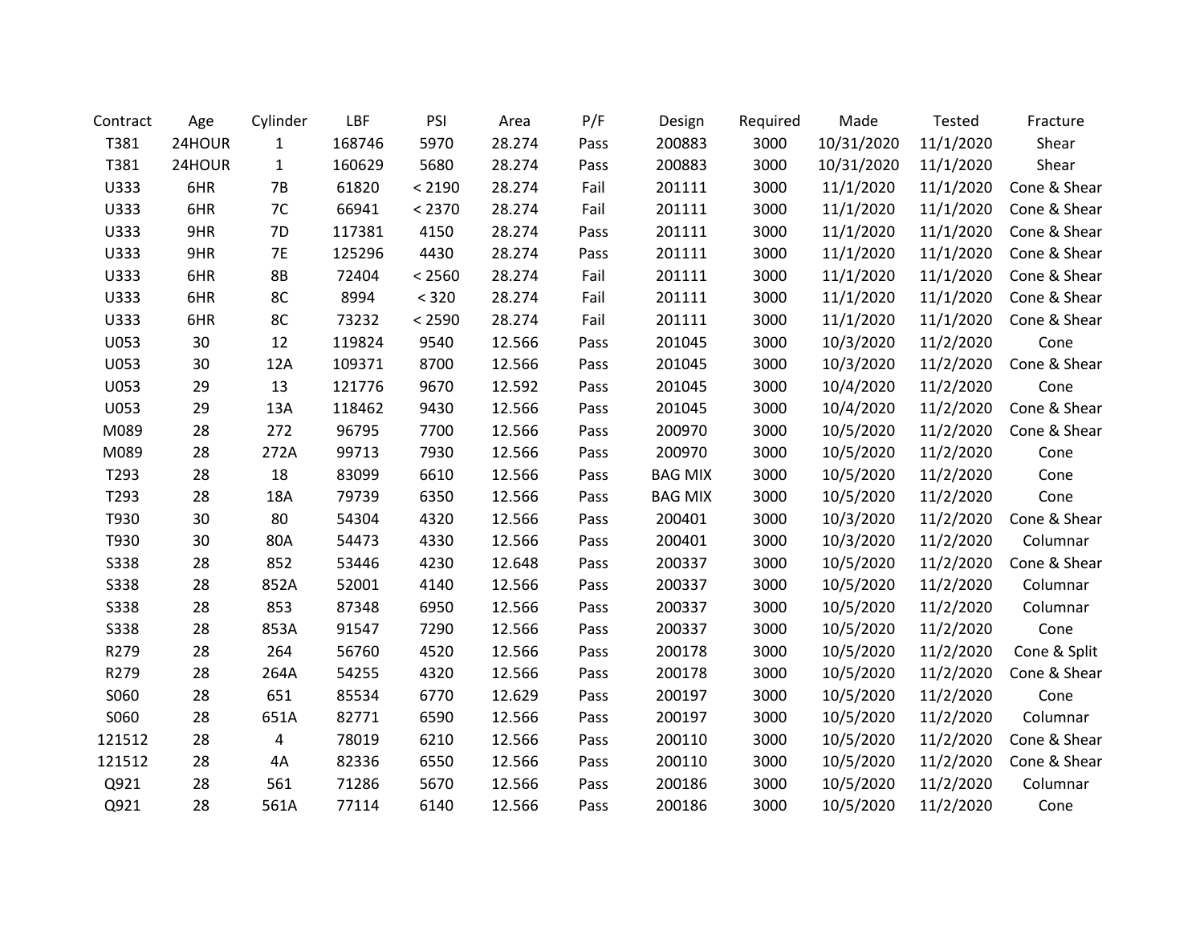| Contract | Age | Cylinder | LBF | PSI | Area | P/F | Design | Required | Made | Tested | Fracture |
|---|---|---|---|---|---|---|---|---|---|---|---|
| T381 | 24HOUR | 1 | 168746 | 5970 | 28.274 | Pass | 200883 | 3000 | 10/31/2020 | 11/1/2020 | Shear |
| T381 | 24HOUR | 1 | 160629 | 5680 | 28.274 | Pass | 200883 | 3000 | 10/31/2020 | 11/1/2020 | Shear |
| U333 | 6HR | 7B | 61820 | < 2190 | 28.274 | Fail | 201111 | 3000 | 11/1/2020 | 11/1/2020 | Cone & Shear |
| U333 | 6HR | 7C | 66941 | < 2370 | 28.274 | Fail | 201111 | 3000 | 11/1/2020 | 11/1/2020 | Cone & Shear |
| U333 | 9HR | 7D | 117381 | 4150 | 28.274 | Pass | 201111 | 3000 | 11/1/2020 | 11/1/2020 | Cone & Shear |
| U333 | 9HR | 7E | 125296 | 4430 | 28.274 | Pass | 201111 | 3000 | 11/1/2020 | 11/1/2020 | Cone & Shear |
| U333 | 6HR | 8B | 72404 | < 2560 | 28.274 | Fail | 201111 | 3000 | 11/1/2020 | 11/1/2020 | Cone & Shear |
| U333 | 6HR | 8C | 8994 | < 320 | 28.274 | Fail | 201111 | 3000 | 11/1/2020 | 11/1/2020 | Cone & Shear |
| U333 | 6HR | 8C | 73232 | < 2590 | 28.274 | Fail | 201111 | 3000 | 11/1/2020 | 11/1/2020 | Cone & Shear |
| U053 | 30 | 12 | 119824 | 9540 | 12.566 | Pass | 201045 | 3000 | 10/3/2020 | 11/2/2020 | Cone |
| U053 | 30 | 12A | 109371 | 8700 | 12.566 | Pass | 201045 | 3000 | 10/3/2020 | 11/2/2020 | Cone & Shear |
| U053 | 29 | 13 | 121776 | 9670 | 12.592 | Pass | 201045 | 3000 | 10/4/2020 | 11/2/2020 | Cone |
| U053 | 29 | 13A | 118462 | 9430 | 12.566 | Pass | 201045 | 3000 | 10/4/2020 | 11/2/2020 | Cone & Shear |
| M089 | 28 | 272 | 96795 | 7700 | 12.566 | Pass | 200970 | 3000 | 10/5/2020 | 11/2/2020 | Cone & Shear |
| M089 | 28 | 272A | 99713 | 7930 | 12.566 | Pass | 200970 | 3000 | 10/5/2020 | 11/2/2020 | Cone |
| T293 | 28 | 18 | 83099 | 6610 | 12.566 | Pass | BAG MIX | 3000 | 10/5/2020 | 11/2/2020 | Cone |
| T293 | 28 | 18A | 79739 | 6350 | 12.566 | Pass | BAG MIX | 3000 | 10/5/2020 | 11/2/2020 | Cone |
| T930 | 30 | 80 | 54304 | 4320 | 12.566 | Pass | 200401 | 3000 | 10/3/2020 | 11/2/2020 | Cone & Shear |
| T930 | 30 | 80A | 54473 | 4330 | 12.566 | Pass | 200401 | 3000 | 10/3/2020 | 11/2/2020 | Columnar |
| S338 | 28 | 852 | 53446 | 4230 | 12.648 | Pass | 200337 | 3000 | 10/5/2020 | 11/2/2020 | Cone & Shear |
| S338 | 28 | 852A | 52001 | 4140 | 12.566 | Pass | 200337 | 3000 | 10/5/2020 | 11/2/2020 | Columnar |
| S338 | 28 | 853 | 87348 | 6950 | 12.566 | Pass | 200337 | 3000 | 10/5/2020 | 11/2/2020 | Columnar |
| S338 | 28 | 853A | 91547 | 7290 | 12.566 | Pass | 200337 | 3000 | 10/5/2020 | 11/2/2020 | Cone |
| R279 | 28 | 264 | 56760 | 4520 | 12.566 | Pass | 200178 | 3000 | 10/5/2020 | 11/2/2020 | Cone & Split |
| R279 | 28 | 264A | 54255 | 4320 | 12.566 | Pass | 200178 | 3000 | 10/5/2020 | 11/2/2020 | Cone & Shear |
| S060 | 28 | 651 | 85534 | 6770 | 12.629 | Pass | 200197 | 3000 | 10/5/2020 | 11/2/2020 | Cone |
| S060 | 28 | 651A | 82771 | 6590 | 12.566 | Pass | 200197 | 3000 | 10/5/2020 | 11/2/2020 | Columnar |
| 121512 | 28 | 4 | 78019 | 6210 | 12.566 | Pass | 200110 | 3000 | 10/5/2020 | 11/2/2020 | Cone & Shear |
| 121512 | 28 | 4A | 82336 | 6550 | 12.566 | Pass | 200110 | 3000 | 10/5/2020 | 11/2/2020 | Cone & Shear |
| Q921 | 28 | 561 | 71286 | 5670 | 12.566 | Pass | 200186 | 3000 | 10/5/2020 | 11/2/2020 | Columnar |
| Q921 | 28 | 561A | 77114 | 6140 | 12.566 | Pass | 200186 | 3000 | 10/5/2020 | 11/2/2020 | Cone |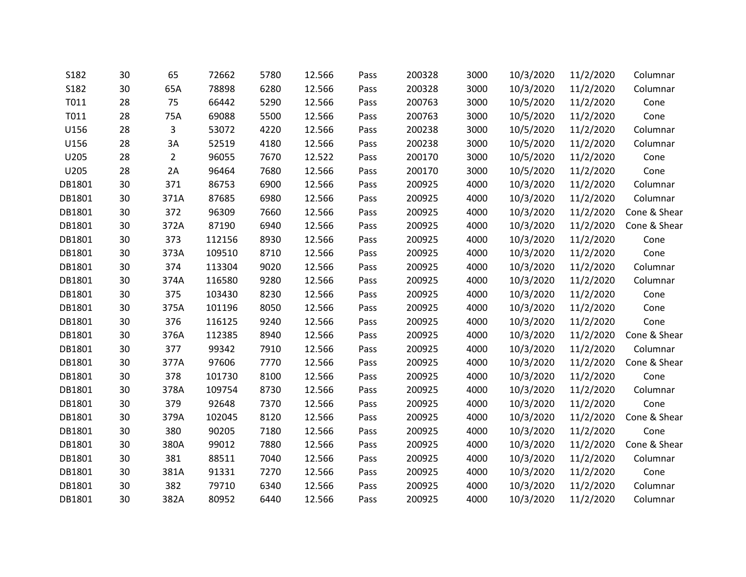| | | | | | | | | | | | |
|---|---|---|---|---|---|---|---|---|---|---|---|
| S182 | 30 | 65 | 72662 | 5780 | 12.566 | Pass | 200328 | 3000 | 10/3/2020 | 11/2/2020 | Columnar |
| S182 | 30 | 65A | 78898 | 6280 | 12.566 | Pass | 200328 | 3000 | 10/3/2020 | 11/2/2020 | Columnar |
| T011 | 28 | 75 | 66442 | 5290 | 12.566 | Pass | 200763 | 3000 | 10/5/2020 | 11/2/2020 | Cone |
| T011 | 28 | 75A | 69088 | 5500 | 12.566 | Pass | 200763 | 3000 | 10/5/2020 | 11/2/2020 | Cone |
| U156 | 28 | 3 | 53072 | 4220 | 12.566 | Pass | 200238 | 3000 | 10/5/2020 | 11/2/2020 | Columnar |
| U156 | 28 | 3A | 52519 | 4180 | 12.566 | Pass | 200238 | 3000 | 10/5/2020 | 11/2/2020 | Columnar |
| U205 | 28 | 2 | 96055 | 7670 | 12.522 | Pass | 200170 | 3000 | 10/5/2020 | 11/2/2020 | Cone |
| U205 | 28 | 2A | 96464 | 7680 | 12.566 | Pass | 200170 | 3000 | 10/5/2020 | 11/2/2020 | Cone |
| DB1801 | 30 | 371 | 86753 | 6900 | 12.566 | Pass | 200925 | 4000 | 10/3/2020 | 11/2/2020 | Columnar |
| DB1801 | 30 | 371A | 87685 | 6980 | 12.566 | Pass | 200925 | 4000 | 10/3/2020 | 11/2/2020 | Columnar |
| DB1801 | 30 | 372 | 96309 | 7660 | 12.566 | Pass | 200925 | 4000 | 10/3/2020 | 11/2/2020 | Cone & Shear |
| DB1801 | 30 | 372A | 87190 | 6940 | 12.566 | Pass | 200925 | 4000 | 10/3/2020 | 11/2/2020 | Cone & Shear |
| DB1801 | 30 | 373 | 112156 | 8930 | 12.566 | Pass | 200925 | 4000 | 10/3/2020 | 11/2/2020 | Cone |
| DB1801 | 30 | 373A | 109510 | 8710 | 12.566 | Pass | 200925 | 4000 | 10/3/2020 | 11/2/2020 | Cone |
| DB1801 | 30 | 374 | 113304 | 9020 | 12.566 | Pass | 200925 | 4000 | 10/3/2020 | 11/2/2020 | Columnar |
| DB1801 | 30 | 374A | 116580 | 9280 | 12.566 | Pass | 200925 | 4000 | 10/3/2020 | 11/2/2020 | Columnar |
| DB1801 | 30 | 375 | 103430 | 8230 | 12.566 | Pass | 200925 | 4000 | 10/3/2020 | 11/2/2020 | Cone |
| DB1801 | 30 | 375A | 101196 | 8050 | 12.566 | Pass | 200925 | 4000 | 10/3/2020 | 11/2/2020 | Cone |
| DB1801 | 30 | 376 | 116125 | 9240 | 12.566 | Pass | 200925 | 4000 | 10/3/2020 | 11/2/2020 | Cone |
| DB1801 | 30 | 376A | 112385 | 8940 | 12.566 | Pass | 200925 | 4000 | 10/3/2020 | 11/2/2020 | Cone & Shear |
| DB1801 | 30 | 377 | 99342 | 7910 | 12.566 | Pass | 200925 | 4000 | 10/3/2020 | 11/2/2020 | Columnar |
| DB1801 | 30 | 377A | 97606 | 7770 | 12.566 | Pass | 200925 | 4000 | 10/3/2020 | 11/2/2020 | Cone & Shear |
| DB1801 | 30 | 378 | 101730 | 8100 | 12.566 | Pass | 200925 | 4000 | 10/3/2020 | 11/2/2020 | Cone |
| DB1801 | 30 | 378A | 109754 | 8730 | 12.566 | Pass | 200925 | 4000 | 10/3/2020 | 11/2/2020 | Columnar |
| DB1801 | 30 | 379 | 92648 | 7370 | 12.566 | Pass | 200925 | 4000 | 10/3/2020 | 11/2/2020 | Cone |
| DB1801 | 30 | 379A | 102045 | 8120 | 12.566 | Pass | 200925 | 4000 | 10/3/2020 | 11/2/2020 | Cone & Shear |
| DB1801 | 30 | 380 | 90205 | 7180 | 12.566 | Pass | 200925 | 4000 | 10/3/2020 | 11/2/2020 | Cone |
| DB1801 | 30 | 380A | 99012 | 7880 | 12.566 | Pass | 200925 | 4000 | 10/3/2020 | 11/2/2020 | Cone & Shear |
| DB1801 | 30 | 381 | 88511 | 7040 | 12.566 | Pass | 200925 | 4000 | 10/3/2020 | 11/2/2020 | Columnar |
| DB1801 | 30 | 381A | 91331 | 7270 | 12.566 | Pass | 200925 | 4000 | 10/3/2020 | 11/2/2020 | Cone |
| DB1801 | 30 | 382 | 79710 | 6340 | 12.566 | Pass | 200925 | 4000 | 10/3/2020 | 11/2/2020 | Columnar |
| DB1801 | 30 | 382A | 80952 | 6440 | 12.566 | Pass | 200925 | 4000 | 10/3/2020 | 11/2/2020 | Columnar |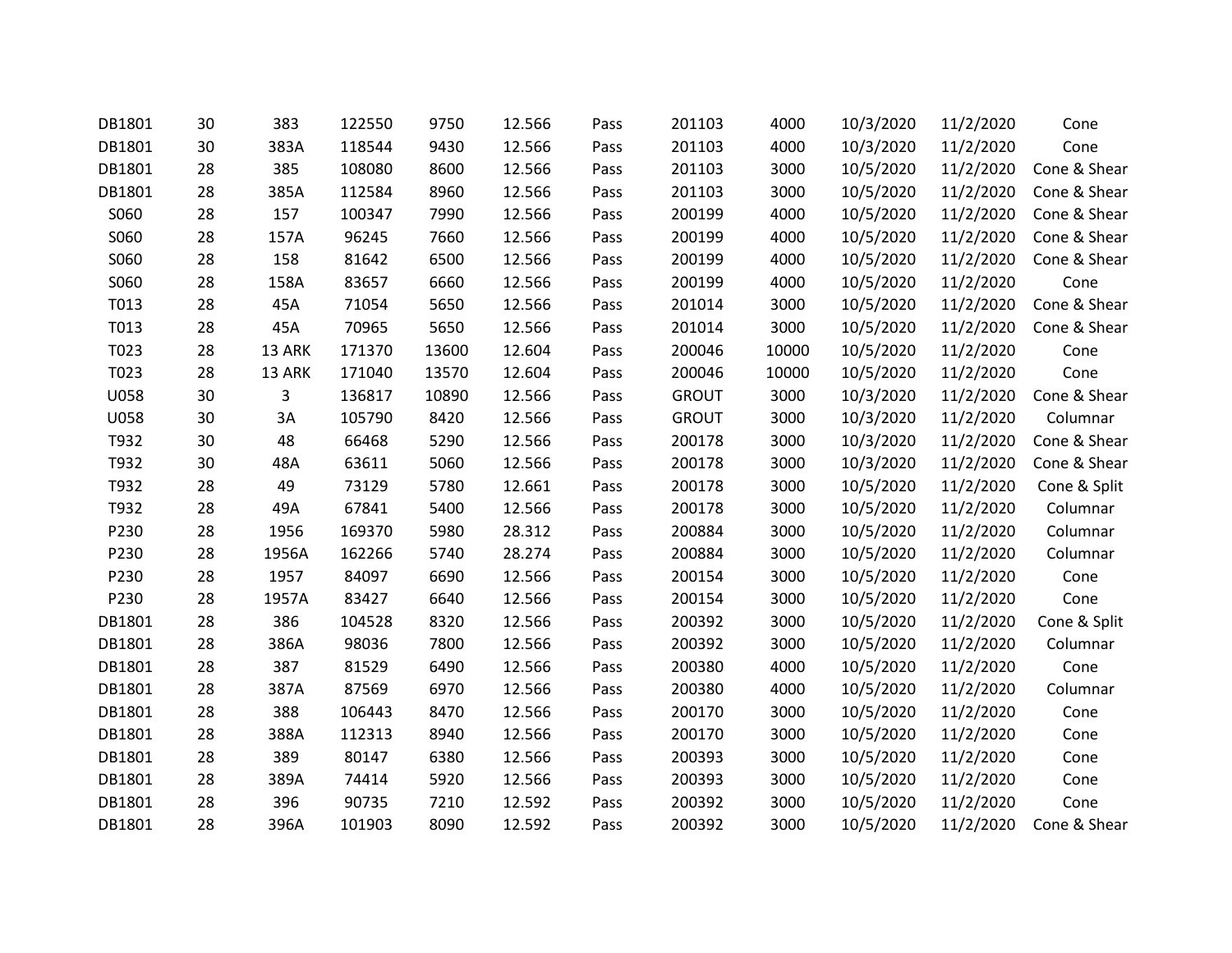| | | | | | | | | | | | |
|---|---|---|---|---|---|---|---|---|---|---|---|
| DB1801 | 30 | 383 | 122550 | 9750 | 12.566 | Pass | 201103 | 4000 | 10/3/2020 | 11/2/2020 | Cone |
| DB1801 | 30 | 383A | 118544 | 9430 | 12.566 | Pass | 201103 | 4000 | 10/3/2020 | 11/2/2020 | Cone |
| DB1801 | 28 | 385 | 108080 | 8600 | 12.566 | Pass | 201103 | 3000 | 10/5/2020 | 11/2/2020 | Cone & Shear |
| DB1801 | 28 | 385A | 112584 | 8960 | 12.566 | Pass | 201103 | 3000 | 10/5/2020 | 11/2/2020 | Cone & Shear |
| S060 | 28 | 157 | 100347 | 7990 | 12.566 | Pass | 200199 | 4000 | 10/5/2020 | 11/2/2020 | Cone & Shear |
| S060 | 28 | 157A | 96245 | 7660 | 12.566 | Pass | 200199 | 4000 | 10/5/2020 | 11/2/2020 | Cone & Shear |
| S060 | 28 | 158 | 81642 | 6500 | 12.566 | Pass | 200199 | 4000 | 10/5/2020 | 11/2/2020 | Cone & Shear |
| S060 | 28 | 158A | 83657 | 6660 | 12.566 | Pass | 200199 | 4000 | 10/5/2020 | 11/2/2020 | Cone |
| T013 | 28 | 45A | 71054 | 5650 | 12.566 | Pass | 201014 | 3000 | 10/5/2020 | 11/2/2020 | Cone & Shear |
| T013 | 28 | 45A | 70965 | 5650 | 12.566 | Pass | 201014 | 3000 | 10/5/2020 | 11/2/2020 | Cone & Shear |
| T023 | 28 | 13 ARK | 171370 | 13600 | 12.604 | Pass | 200046 | 10000 | 10/5/2020 | 11/2/2020 | Cone |
| T023 | 28 | 13 ARK | 171040 | 13570 | 12.604 | Pass | 200046 | 10000 | 10/5/2020 | 11/2/2020 | Cone |
| U058 | 30 | 3 | 136817 | 10890 | 12.566 | Pass | GROUT | 3000 | 10/3/2020 | 11/2/2020 | Cone & Shear |
| U058 | 30 | 3A | 105790 | 8420 | 12.566 | Pass | GROUT | 3000 | 10/3/2020 | 11/2/2020 | Columnar |
| T932 | 30 | 48 | 66468 | 5290 | 12.566 | Pass | 200178 | 3000 | 10/3/2020 | 11/2/2020 | Cone & Shear |
| T932 | 30 | 48A | 63611 | 5060 | 12.566 | Pass | 200178 | 3000 | 10/3/2020 | 11/2/2020 | Cone & Shear |
| T932 | 28 | 49 | 73129 | 5780 | 12.661 | Pass | 200178 | 3000 | 10/5/2020 | 11/2/2020 | Cone & Split |
| T932 | 28 | 49A | 67841 | 5400 | 12.566 | Pass | 200178 | 3000 | 10/5/2020 | 11/2/2020 | Columnar |
| P230 | 28 | 1956 | 169370 | 5980 | 28.312 | Pass | 200884 | 3000 | 10/5/2020 | 11/2/2020 | Columnar |
| P230 | 28 | 1956A | 162266 | 5740 | 28.274 | Pass | 200884 | 3000 | 10/5/2020 | 11/2/2020 | Columnar |
| P230 | 28 | 1957 | 84097 | 6690 | 12.566 | Pass | 200154 | 3000 | 10/5/2020 | 11/2/2020 | Cone |
| P230 | 28 | 1957A | 83427 | 6640 | 12.566 | Pass | 200154 | 3000 | 10/5/2020 | 11/2/2020 | Cone |
| DB1801 | 28 | 386 | 104528 | 8320 | 12.566 | Pass | 200392 | 3000 | 10/5/2020 | 11/2/2020 | Cone & Split |
| DB1801 | 28 | 386A | 98036 | 7800 | 12.566 | Pass | 200392 | 3000 | 10/5/2020 | 11/2/2020 | Columnar |
| DB1801 | 28 | 387 | 81529 | 6490 | 12.566 | Pass | 200380 | 4000 | 10/5/2020 | 11/2/2020 | Cone |
| DB1801 | 28 | 387A | 87569 | 6970 | 12.566 | Pass | 200380 | 4000 | 10/5/2020 | 11/2/2020 | Columnar |
| DB1801 | 28 | 388 | 106443 | 8470 | 12.566 | Pass | 200170 | 3000 | 10/5/2020 | 11/2/2020 | Cone |
| DB1801 | 28 | 388A | 112313 | 8940 | 12.566 | Pass | 200170 | 3000 | 10/5/2020 | 11/2/2020 | Cone |
| DB1801 | 28 | 389 | 80147 | 6380 | 12.566 | Pass | 200393 | 3000 | 10/5/2020 | 11/2/2020 | Cone |
| DB1801 | 28 | 389A | 74414 | 5920 | 12.566 | Pass | 200393 | 3000 | 10/5/2020 | 11/2/2020 | Cone |
| DB1801 | 28 | 396 | 90735 | 7210 | 12.592 | Pass | 200392 | 3000 | 10/5/2020 | 11/2/2020 | Cone |
| DB1801 | 28 | 396A | 101903 | 8090 | 12.592 | Pass | 200392 | 3000 | 10/5/2020 | 11/2/2020 | Cone & Shear |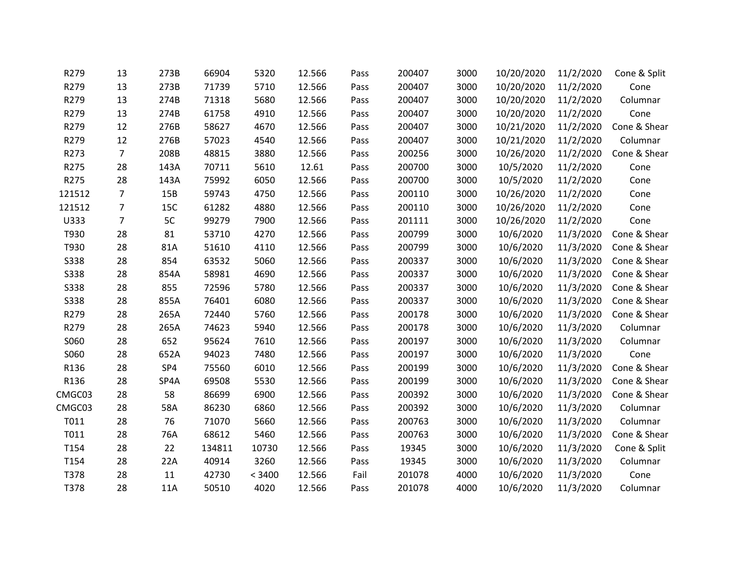| | | | | | | | | | | | |
|---|---|---|---|---|---|---|---|---|---|---|---|
| R279 | 13 | 273B | 66904 | 5320 | 12.566 | Pass | 200407 | 3000 | 10/20/2020 | 11/2/2020 | Cone & Split |
| R279 | 13 | 273B | 71739 | 5710 | 12.566 | Pass | 200407 | 3000 | 10/20/2020 | 11/2/2020 | Cone |
| R279 | 13 | 274B | 71318 | 5680 | 12.566 | Pass | 200407 | 3000 | 10/20/2020 | 11/2/2020 | Columnar |
| R279 | 13 | 274B | 61758 | 4910 | 12.566 | Pass | 200407 | 3000 | 10/20/2020 | 11/2/2020 | Cone |
| R279 | 12 | 276B | 58627 | 4670 | 12.566 | Pass | 200407 | 3000 | 10/21/2020 | 11/2/2020 | Cone & Shear |
| R279 | 12 | 276B | 57023 | 4540 | 12.566 | Pass | 200407 | 3000 | 10/21/2020 | 11/2/2020 | Columnar |
| R273 | 7 | 208B | 48815 | 3880 | 12.566 | Pass | 200256 | 3000 | 10/26/2020 | 11/2/2020 | Cone & Shear |
| R275 | 28 | 143A | 70711 | 5610 | 12.61 | Pass | 200700 | 3000 | 10/5/2020 | 11/2/2020 | Cone |
| R275 | 28 | 143A | 75992 | 6050 | 12.566 | Pass | 200700 | 3000 | 10/5/2020 | 11/2/2020 | Cone |
| 121512 | 7 | 15B | 59743 | 4750 | 12.566 | Pass | 200110 | 3000 | 10/26/2020 | 11/2/2020 | Cone |
| 121512 | 7 | 15C | 61282 | 4880 | 12.566 | Pass | 200110 | 3000 | 10/26/2020 | 11/2/2020 | Cone |
| U333 | 7 | 5C | 99279 | 7900 | 12.566 | Pass | 201111 | 3000 | 10/26/2020 | 11/2/2020 | Cone |
| T930 | 28 | 81 | 53710 | 4270 | 12.566 | Pass | 200799 | 3000 | 10/6/2020 | 11/3/2020 | Cone & Shear |
| T930 | 28 | 81A | 51610 | 4110 | 12.566 | Pass | 200799 | 3000 | 10/6/2020 | 11/3/2020 | Cone & Shear |
| S338 | 28 | 854 | 63532 | 5060 | 12.566 | Pass | 200337 | 3000 | 10/6/2020 | 11/3/2020 | Cone & Shear |
| S338 | 28 | 854A | 58981 | 4690 | 12.566 | Pass | 200337 | 3000 | 10/6/2020 | 11/3/2020 | Cone & Shear |
| S338 | 28 | 855 | 72596 | 5780 | 12.566 | Pass | 200337 | 3000 | 10/6/2020 | 11/3/2020 | Cone & Shear |
| S338 | 28 | 855A | 76401 | 6080 | 12.566 | Pass | 200337 | 3000 | 10/6/2020 | 11/3/2020 | Cone & Shear |
| R279 | 28 | 265A | 72440 | 5760 | 12.566 | Pass | 200178 | 3000 | 10/6/2020 | 11/3/2020 | Cone & Shear |
| R279 | 28 | 265A | 74623 | 5940 | 12.566 | Pass | 200178 | 3000 | 10/6/2020 | 11/3/2020 | Columnar |
| S060 | 28 | 652 | 95624 | 7610 | 12.566 | Pass | 200197 | 3000 | 10/6/2020 | 11/3/2020 | Columnar |
| S060 | 28 | 652A | 94023 | 7480 | 12.566 | Pass | 200197 | 3000 | 10/6/2020 | 11/3/2020 | Cone |
| R136 | 28 | SP4 | 75560 | 6010 | 12.566 | Pass | 200199 | 3000 | 10/6/2020 | 11/3/2020 | Cone & Shear |
| R136 | 28 | SP4A | 69508 | 5530 | 12.566 | Pass | 200199 | 3000 | 10/6/2020 | 11/3/2020 | Cone & Shear |
| CMGC03 | 28 | 58 | 86699 | 6900 | 12.566 | Pass | 200392 | 3000 | 10/6/2020 | 11/3/2020 | Cone & Shear |
| CMGC03 | 28 | 58A | 86230 | 6860 | 12.566 | Pass | 200392 | 3000 | 10/6/2020 | 11/3/2020 | Columnar |
| T011 | 28 | 76 | 71070 | 5660 | 12.566 | Pass | 200763 | 3000 | 10/6/2020 | 11/3/2020 | Columnar |
| T011 | 28 | 76A | 68612 | 5460 | 12.566 | Pass | 200763 | 3000 | 10/6/2020 | 11/3/2020 | Cone & Shear |
| T154 | 28 | 22 | 134811 | 10730 | 12.566 | Pass | 19345 | 3000 | 10/6/2020 | 11/3/2020 | Cone & Split |
| T154 | 28 | 22A | 40914 | 3260 | 12.566 | Pass | 19345 | 3000 | 10/6/2020 | 11/3/2020 | Columnar |
| T378 | 28 | 11 | 42730 | < 3400 | 12.566 | Fail | 201078 | 4000 | 10/6/2020 | 11/3/2020 | Cone |
| T378 | 28 | 11A | 50510 | 4020 | 12.566 | Pass | 201078 | 4000 | 10/6/2020 | 11/3/2020 | Columnar |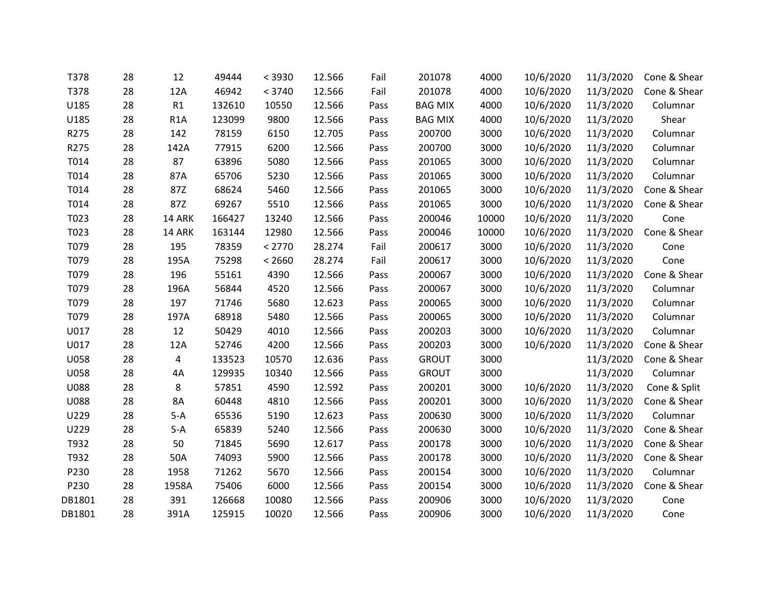| | | | | | | | | | | | |
|---|---|---|---|---|---|---|---|---|---|---|---|
| T378 | 28 | 12 | 49444 | < 3930 | 12.566 | Fail | 201078 | 4000 | 10/6/2020 | 11/3/2020 | Cone & Shear |
| T378 | 28 | 12A | 46942 | < 3740 | 12.566 | Fail | 201078 | 4000 | 10/6/2020 | 11/3/2020 | Cone & Shear |
| U185 | 28 | R1 | 132610 | 10550 | 12.566 | Pass | BAG MIX | 4000 | 10/6/2020 | 11/3/2020 | Columnar |
| U185 | 28 | R1A | 123099 | 9800 | 12.566 | Pass | BAG MIX | 4000 | 10/6/2020 | 11/3/2020 | Shear |
| R275 | 28 | 142 | 78159 | 6150 | 12.705 | Pass | 200700 | 3000 | 10/6/2020 | 11/3/2020 | Columnar |
| R275 | 28 | 142A | 77915 | 6200 | 12.566 | Pass | 200700 | 3000 | 10/6/2020 | 11/3/2020 | Columnar |
| T014 | 28 | 87 | 63896 | 5080 | 12.566 | Pass | 201065 | 3000 | 10/6/2020 | 11/3/2020 | Columnar |
| T014 | 28 | 87A | 65706 | 5230 | 12.566 | Pass | 201065 | 3000 | 10/6/2020 | 11/3/2020 | Columnar |
| T014 | 28 | 87Z | 68624 | 5460 | 12.566 | Pass | 201065 | 3000 | 10/6/2020 | 11/3/2020 | Cone & Shear |
| T014 | 28 | 87Z | 69267 | 5510 | 12.566 | Pass | 201065 | 3000 | 10/6/2020 | 11/3/2020 | Cone & Shear |
| T023 | 28 | 14 ARK | 166427 | 13240 | 12.566 | Pass | 200046 | 10000 | 10/6/2020 | 11/3/2020 | Cone |
| T023 | 28 | 14 ARK | 163144 | 12980 | 12.566 | Pass | 200046 | 10000 | 10/6/2020 | 11/3/2020 | Cone & Shear |
| T079 | 28 | 195 | 78359 | < 2770 | 28.274 | Fail | 200617 | 3000 | 10/6/2020 | 11/3/2020 | Cone |
| T079 | 28 | 195A | 75298 | < 2660 | 28.274 | Fail | 200617 | 3000 | 10/6/2020 | 11/3/2020 | Cone |
| T079 | 28 | 196 | 55161 | 4390 | 12.566 | Pass | 200067 | 3000 | 10/6/2020 | 11/3/2020 | Cone & Shear |
| T079 | 28 | 196A | 56844 | 4520 | 12.566 | Pass | 200067 | 3000 | 10/6/2020 | 11/3/2020 | Columnar |
| T079 | 28 | 197 | 71746 | 5680 | 12.623 | Pass | 200065 | 3000 | 10/6/2020 | 11/3/2020 | Columnar |
| T079 | 28 | 197A | 68918 | 5480 | 12.566 | Pass | 200065 | 3000 | 10/6/2020 | 11/3/2020 | Columnar |
| U017 | 28 | 12 | 50429 | 4010 | 12.566 | Pass | 200203 | 3000 | 10/6/2020 | 11/3/2020 | Columnar |
| U017 | 28 | 12A | 52746 | 4200 | 12.566 | Pass | 200203 | 3000 | 10/6/2020 | 11/3/2020 | Cone & Shear |
| U058 | 28 | 4 | 133523 | 10570 | 12.636 | Pass | GROUT | 3000 | | 11/3/2020 | Cone & Shear |
| U058 | 28 | 4A | 129935 | 10340 | 12.566 | Pass | GROUT | 3000 | | 11/3/2020 | Columnar |
| U088 | 28 | 8 | 57851 | 4590 | 12.592 | Pass | 200201 | 3000 | 10/6/2020 | 11/3/2020 | Cone & Split |
| U088 | 28 | 8A | 60448 | 4810 | 12.566 | Pass | 200201 | 3000 | 10/6/2020 | 11/3/2020 | Cone & Shear |
| U229 | 28 | 5-A | 65536 | 5190 | 12.623 | Pass | 200630 | 3000 | 10/6/2020 | 11/3/2020 | Columnar |
| U229 | 28 | 5-A | 65839 | 5240 | 12.566 | Pass | 200630 | 3000 | 10/6/2020 | 11/3/2020 | Cone & Shear |
| T932 | 28 | 50 | 71845 | 5690 | 12.617 | Pass | 200178 | 3000 | 10/6/2020 | 11/3/2020 | Cone & Shear |
| T932 | 28 | 50A | 74093 | 5900 | 12.566 | Pass | 200178 | 3000 | 10/6/2020 | 11/3/2020 | Cone & Shear |
| P230 | 28 | 1958 | 71262 | 5670 | 12.566 | Pass | 200154 | 3000 | 10/6/2020 | 11/3/2020 | Columnar |
| P230 | 28 | 1958A | 75406 | 6000 | 12.566 | Pass | 200154 | 3000 | 10/6/2020 | 11/3/2020 | Cone & Shear |
| DB1801 | 28 | 391 | 126668 | 10080 | 12.566 | Pass | 200906 | 3000 | 10/6/2020 | 11/3/2020 | Cone |
| DB1801 | 28 | 391A | 125915 | 10020 | 12.566 | Pass | 200906 | 3000 | 10/6/2020 | 11/3/2020 | Cone |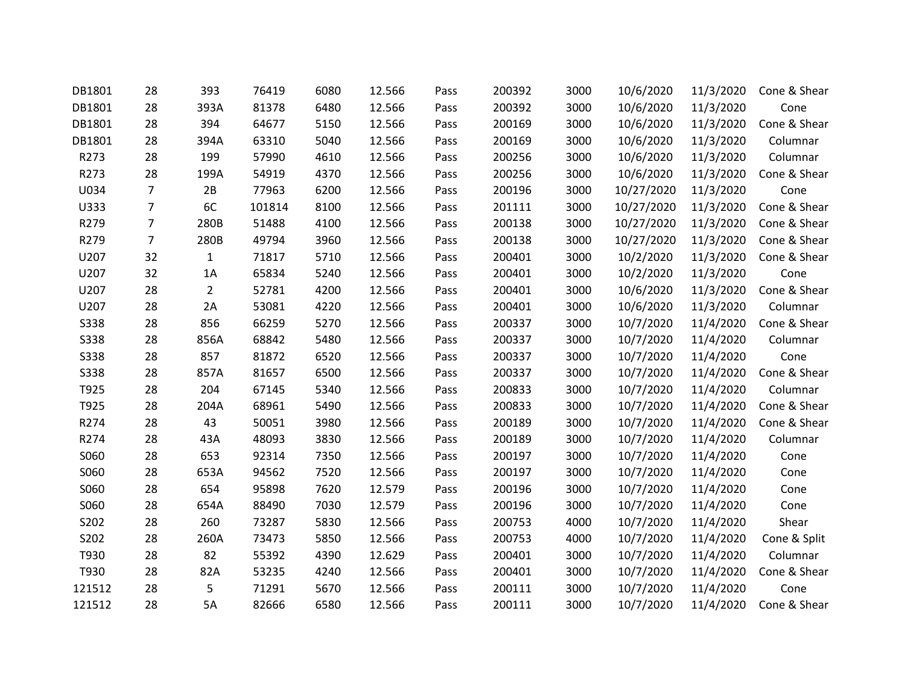| | | | | | | | | | | | |
|---|---|---|---|---|---|---|---|---|---|---|---|
| DB1801 | 28 | 393 | 76419 | 6080 | 12.566 | Pass | 200392 | 3000 | 10/6/2020 | 11/3/2020 | Cone & Shear |
| DB1801 | 28 | 393A | 81378 | 6480 | 12.566 | Pass | 200392 | 3000 | 10/6/2020 | 11/3/2020 | Cone |
| DB1801 | 28 | 394 | 64677 | 5150 | 12.566 | Pass | 200169 | 3000 | 10/6/2020 | 11/3/2020 | Cone & Shear |
| DB1801 | 28 | 394A | 63310 | 5040 | 12.566 | Pass | 200169 | 3000 | 10/6/2020 | 11/3/2020 | Columnar |
| R273 | 28 | 199 | 57990 | 4610 | 12.566 | Pass | 200256 | 3000 | 10/6/2020 | 11/3/2020 | Columnar |
| R273 | 28 | 199A | 54919 | 4370 | 12.566 | Pass | 200256 | 3000 | 10/6/2020 | 11/3/2020 | Cone & Shear |
| U034 | 7 | 2B | 77963 | 6200 | 12.566 | Pass | 200196 | 3000 | 10/27/2020 | 11/3/2020 | Cone |
| U333 | 7 | 6C | 101814 | 8100 | 12.566 | Pass | 201111 | 3000 | 10/27/2020 | 11/3/2020 | Cone & Shear |
| R279 | 7 | 280B | 51488 | 4100 | 12.566 | Pass | 200138 | 3000 | 10/27/2020 | 11/3/2020 | Cone & Shear |
| R279 | 7 | 280B | 49794 | 3960 | 12.566 | Pass | 200138 | 3000 | 10/27/2020 | 11/3/2020 | Cone & Shear |
| U207 | 32 | 1 | 71817 | 5710 | 12.566 | Pass | 200401 | 3000 | 10/2/2020 | 11/3/2020 | Cone & Shear |
| U207 | 32 | 1A | 65834 | 5240 | 12.566 | Pass | 200401 | 3000 | 10/2/2020 | 11/3/2020 | Cone |
| U207 | 28 | 2 | 52781 | 4200 | 12.566 | Pass | 200401 | 3000 | 10/6/2020 | 11/3/2020 | Cone & Shear |
| U207 | 28 | 2A | 53081 | 4220 | 12.566 | Pass | 200401 | 3000 | 10/6/2020 | 11/3/2020 | Columnar |
| S338 | 28 | 856 | 66259 | 5270 | 12.566 | Pass | 200337 | 3000 | 10/7/2020 | 11/4/2020 | Cone & Shear |
| S338 | 28 | 856A | 68842 | 5480 | 12.566 | Pass | 200337 | 3000 | 10/7/2020 | 11/4/2020 | Columnar |
| S338 | 28 | 857 | 81872 | 6520 | 12.566 | Pass | 200337 | 3000 | 10/7/2020 | 11/4/2020 | Cone |
| S338 | 28 | 857A | 81657 | 6500 | 12.566 | Pass | 200337 | 3000 | 10/7/2020 | 11/4/2020 | Cone & Shear |
| T925 | 28 | 204 | 67145 | 5340 | 12.566 | Pass | 200833 | 3000 | 10/7/2020 | 11/4/2020 | Columnar |
| T925 | 28 | 204A | 68961 | 5490 | 12.566 | Pass | 200833 | 3000 | 10/7/2020 | 11/4/2020 | Cone & Shear |
| R274 | 28 | 43 | 50051 | 3980 | 12.566 | Pass | 200189 | 3000 | 10/7/2020 | 11/4/2020 | Cone & Shear |
| R274 | 28 | 43A | 48093 | 3830 | 12.566 | Pass | 200189 | 3000 | 10/7/2020 | 11/4/2020 | Columnar |
| S060 | 28 | 653 | 92314 | 7350 | 12.566 | Pass | 200197 | 3000 | 10/7/2020 | 11/4/2020 | Cone |
| S060 | 28 | 653A | 94562 | 7520 | 12.566 | Pass | 200197 | 3000 | 10/7/2020 | 11/4/2020 | Cone |
| S060 | 28 | 654 | 95898 | 7620 | 12.579 | Pass | 200196 | 3000 | 10/7/2020 | 11/4/2020 | Cone |
| S060 | 28 | 654A | 88490 | 7030 | 12.579 | Pass | 200196 | 3000 | 10/7/2020 | 11/4/2020 | Cone |
| S202 | 28 | 260 | 73287 | 5830 | 12.566 | Pass | 200753 | 4000 | 10/7/2020 | 11/4/2020 | Shear |
| S202 | 28 | 260A | 73473 | 5850 | 12.566 | Pass | 200753 | 4000 | 10/7/2020 | 11/4/2020 | Cone & Split |
| T930 | 28 | 82 | 55392 | 4390 | 12.629 | Pass | 200401 | 3000 | 10/7/2020 | 11/4/2020 | Columnar |
| T930 | 28 | 82A | 53235 | 4240 | 12.566 | Pass | 200401 | 3000 | 10/7/2020 | 11/4/2020 | Cone & Shear |
| 121512 | 28 | 5 | 71291 | 5670 | 12.566 | Pass | 200111 | 3000 | 10/7/2020 | 11/4/2020 | Cone |
| 121512 | 28 | 5A | 82666 | 6580 | 12.566 | Pass | 200111 | 3000 | 10/7/2020 | 11/4/2020 | Cone & Shear |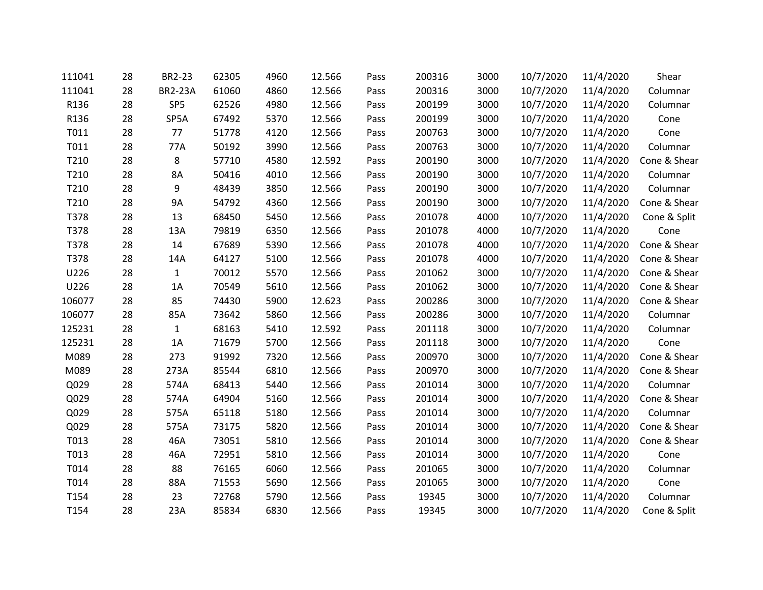| | | | | | | | | | | | |
|---|---|---|---|---|---|---|---|---|---|---|---|
| 111041 | 28 | BR2-23 | 62305 | 4960 | 12.566 | Pass | 200316 | 3000 | 10/7/2020 | 11/4/2020 | Shear |
| 111041 | 28 | BR2-23A | 61060 | 4860 | 12.566 | Pass | 200316 | 3000 | 10/7/2020 | 11/4/2020 | Columnar |
| R136 | 28 | SP5 | 62526 | 4980 | 12.566 | Pass | 200199 | 3000 | 10/7/2020 | 11/4/2020 | Columnar |
| R136 | 28 | SP5A | 67492 | 5370 | 12.566 | Pass | 200199 | 3000 | 10/7/2020 | 11/4/2020 | Cone |
| T011 | 28 | 77 | 51778 | 4120 | 12.566 | Pass | 200763 | 3000 | 10/7/2020 | 11/4/2020 | Cone |
| T011 | 28 | 77A | 50192 | 3990 | 12.566 | Pass | 200763 | 3000 | 10/7/2020 | 11/4/2020 | Columnar |
| T210 | 28 | 8 | 57710 | 4580 | 12.592 | Pass | 200190 | 3000 | 10/7/2020 | 11/4/2020 | Cone & Shear |
| T210 | 28 | 8A | 50416 | 4010 | 12.566 | Pass | 200190 | 3000 | 10/7/2020 | 11/4/2020 | Columnar |
| T210 | 28 | 9 | 48439 | 3850 | 12.566 | Pass | 200190 | 3000 | 10/7/2020 | 11/4/2020 | Columnar |
| T210 | 28 | 9A | 54792 | 4360 | 12.566 | Pass | 200190 | 3000 | 10/7/2020 | 11/4/2020 | Cone & Shear |
| T378 | 28 | 13 | 68450 | 5450 | 12.566 | Pass | 201078 | 4000 | 10/7/2020 | 11/4/2020 | Cone & Split |
| T378 | 28 | 13A | 79819 | 6350 | 12.566 | Pass | 201078 | 4000 | 10/7/2020 | 11/4/2020 | Cone |
| T378 | 28 | 14 | 67689 | 5390 | 12.566 | Pass | 201078 | 4000 | 10/7/2020 | 11/4/2020 | Cone & Shear |
| T378 | 28 | 14A | 64127 | 5100 | 12.566 | Pass | 201078 | 4000 | 10/7/2020 | 11/4/2020 | Cone & Shear |
| U226 | 28 | 1 | 70012 | 5570 | 12.566 | Pass | 201062 | 3000 | 10/7/2020 | 11/4/2020 | Cone & Shear |
| U226 | 28 | 1A | 70549 | 5610 | 12.566 | Pass | 201062 | 3000 | 10/7/2020 | 11/4/2020 | Cone & Shear |
| 106077 | 28 | 85 | 74430 | 5900 | 12.623 | Pass | 200286 | 3000 | 10/7/2020 | 11/4/2020 | Cone & Shear |
| 106077 | 28 | 85A | 73642 | 5860 | 12.566 | Pass | 200286 | 3000 | 10/7/2020 | 11/4/2020 | Columnar |
| 125231 | 28 | 1 | 68163 | 5410 | 12.592 | Pass | 201118 | 3000 | 10/7/2020 | 11/4/2020 | Columnar |
| 125231 | 28 | 1A | 71679 | 5700 | 12.566 | Pass | 201118 | 3000 | 10/7/2020 | 11/4/2020 | Cone |
| M089 | 28 | 273 | 91992 | 7320 | 12.566 | Pass | 200970 | 3000 | 10/7/2020 | 11/4/2020 | Cone & Shear |
| M089 | 28 | 273A | 85544 | 6810 | 12.566 | Pass | 200970 | 3000 | 10/7/2020 | 11/4/2020 | Cone & Shear |
| Q029 | 28 | 574A | 68413 | 5440 | 12.566 | Pass | 201014 | 3000 | 10/7/2020 | 11/4/2020 | Columnar |
| Q029 | 28 | 574A | 64904 | 5160 | 12.566 | Pass | 201014 | 3000 | 10/7/2020 | 11/4/2020 | Cone & Shear |
| Q029 | 28 | 575A | 65118 | 5180 | 12.566 | Pass | 201014 | 3000 | 10/7/2020 | 11/4/2020 | Columnar |
| Q029 | 28 | 575A | 73175 | 5820 | 12.566 | Pass | 201014 | 3000 | 10/7/2020 | 11/4/2020 | Cone & Shear |
| T013 | 28 | 46A | 73051 | 5810 | 12.566 | Pass | 201014 | 3000 | 10/7/2020 | 11/4/2020 | Cone & Shear |
| T013 | 28 | 46A | 72951 | 5810 | 12.566 | Pass | 201014 | 3000 | 10/7/2020 | 11/4/2020 | Cone |
| T014 | 28 | 88 | 76165 | 6060 | 12.566 | Pass | 201065 | 3000 | 10/7/2020 | 11/4/2020 | Columnar |
| T014 | 28 | 88A | 71553 | 5690 | 12.566 | Pass | 201065 | 3000 | 10/7/2020 | 11/4/2020 | Cone |
| T154 | 28 | 23 | 72768 | 5790 | 12.566 | Pass | 19345 | 3000 | 10/7/2020 | 11/4/2020 | Columnar |
| T154 | 28 | 23A | 85834 | 6830 | 12.566 | Pass | 19345 | 3000 | 10/7/2020 | 11/4/2020 | Cone & Split |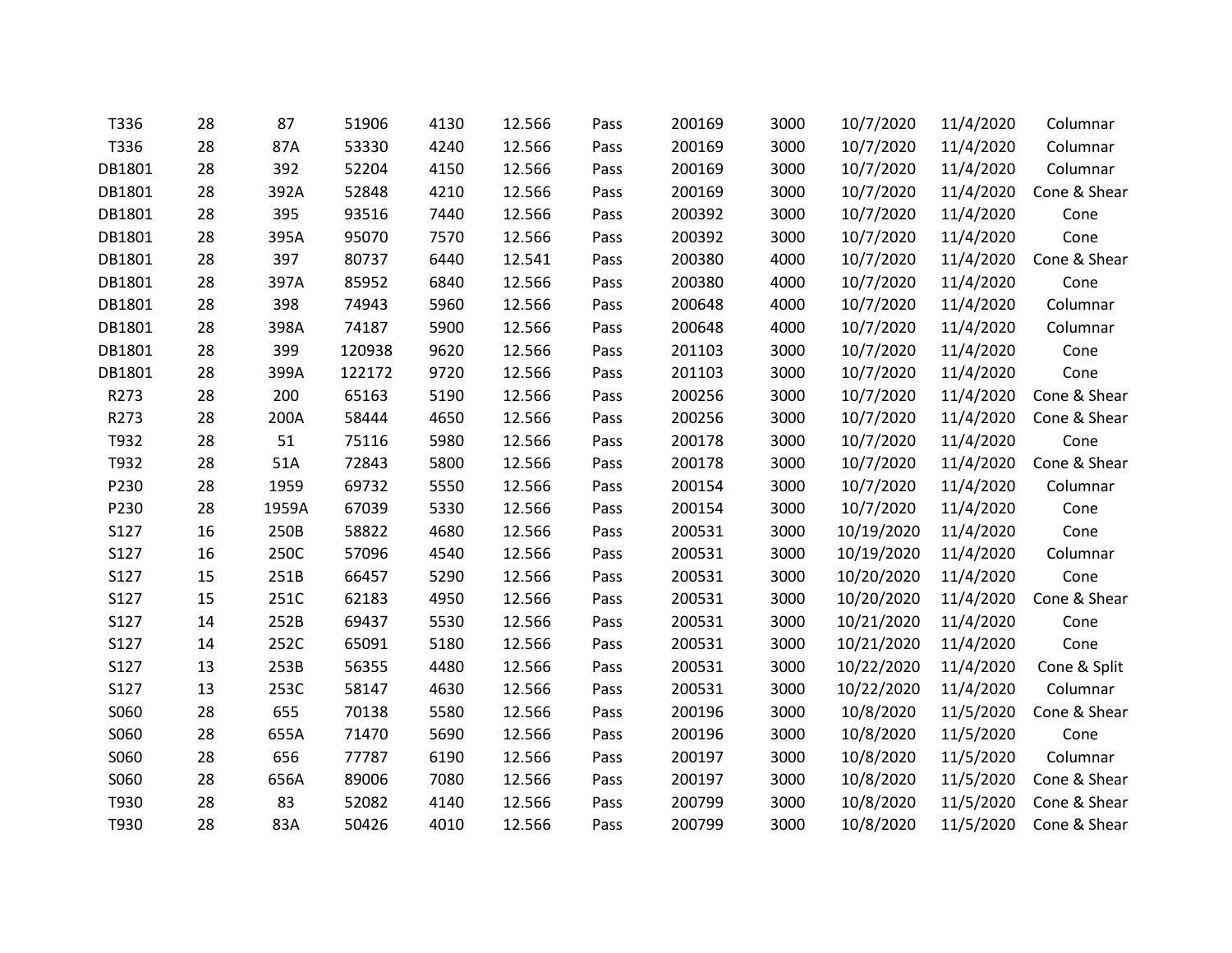| | | | | | | | | | | | |
|---|---|---|---|---|---|---|---|---|---|---|---|
| T336 | 28 | 87 | 51906 | 4130 | 12.566 | Pass | 200169 | 3000 | 10/7/2020 | 11/4/2020 | Columnar |
| T336 | 28 | 87A | 53330 | 4240 | 12.566 | Pass | 200169 | 3000 | 10/7/2020 | 11/4/2020 | Columnar |
| DB1801 | 28 | 392 | 52204 | 4150 | 12.566 | Pass | 200169 | 3000 | 10/7/2020 | 11/4/2020 | Columnar |
| DB1801 | 28 | 392A | 52848 | 4210 | 12.566 | Pass | 200169 | 3000 | 10/7/2020 | 11/4/2020 | Cone & Shear |
| DB1801 | 28 | 395 | 93516 | 7440 | 12.566 | Pass | 200392 | 3000 | 10/7/2020 | 11/4/2020 | Cone |
| DB1801 | 28 | 395A | 95070 | 7570 | 12.566 | Pass | 200392 | 3000 | 10/7/2020 | 11/4/2020 | Cone |
| DB1801 | 28 | 397 | 80737 | 6440 | 12.541 | Pass | 200380 | 4000 | 10/7/2020 | 11/4/2020 | Cone & Shear |
| DB1801 | 28 | 397A | 85952 | 6840 | 12.566 | Pass | 200380 | 4000 | 10/7/2020 | 11/4/2020 | Cone |
| DB1801 | 28 | 398 | 74943 | 5960 | 12.566 | Pass | 200648 | 4000 | 10/7/2020 | 11/4/2020 | Columnar |
| DB1801 | 28 | 398A | 74187 | 5900 | 12.566 | Pass | 200648 | 4000 | 10/7/2020 | 11/4/2020 | Columnar |
| DB1801 | 28 | 399 | 120938 | 9620 | 12.566 | Pass | 201103 | 3000 | 10/7/2020 | 11/4/2020 | Cone |
| DB1801 | 28 | 399A | 122172 | 9720 | 12.566 | Pass | 201103 | 3000 | 10/7/2020 | 11/4/2020 | Cone |
| R273 | 28 | 200 | 65163 | 5190 | 12.566 | Pass | 200256 | 3000 | 10/7/2020 | 11/4/2020 | Cone & Shear |
| R273 | 28 | 200A | 58444 | 4650 | 12.566 | Pass | 200256 | 3000 | 10/7/2020 | 11/4/2020 | Cone & Shear |
| T932 | 28 | 51 | 75116 | 5980 | 12.566 | Pass | 200178 | 3000 | 10/7/2020 | 11/4/2020 | Cone |
| T932 | 28 | 51A | 72843 | 5800 | 12.566 | Pass | 200178 | 3000 | 10/7/2020 | 11/4/2020 | Cone & Shear |
| P230 | 28 | 1959 | 69732 | 5550 | 12.566 | Pass | 200154 | 3000 | 10/7/2020 | 11/4/2020 | Columnar |
| P230 | 28 | 1959A | 67039 | 5330 | 12.566 | Pass | 200154 | 3000 | 10/7/2020 | 11/4/2020 | Cone |
| S127 | 16 | 250B | 58822 | 4680 | 12.566 | Pass | 200531 | 3000 | 10/19/2020 | 11/4/2020 | Cone |
| S127 | 16 | 250C | 57096 | 4540 | 12.566 | Pass | 200531 | 3000 | 10/19/2020 | 11/4/2020 | Columnar |
| S127 | 15 | 251B | 66457 | 5290 | 12.566 | Pass | 200531 | 3000 | 10/20/2020 | 11/4/2020 | Cone |
| S127 | 15 | 251C | 62183 | 4950 | 12.566 | Pass | 200531 | 3000 | 10/20/2020 | 11/4/2020 | Cone & Shear |
| S127 | 14 | 252B | 69437 | 5530 | 12.566 | Pass | 200531 | 3000 | 10/21/2020 | 11/4/2020 | Cone |
| S127 | 14 | 252C | 65091 | 5180 | 12.566 | Pass | 200531 | 3000 | 10/21/2020 | 11/4/2020 | Cone |
| S127 | 13 | 253B | 56355 | 4480 | 12.566 | Pass | 200531 | 3000 | 10/22/2020 | 11/4/2020 | Cone & Split |
| S127 | 13 | 253C | 58147 | 4630 | 12.566 | Pass | 200531 | 3000 | 10/22/2020 | 11/4/2020 | Columnar |
| S060 | 28 | 655 | 70138 | 5580 | 12.566 | Pass | 200196 | 3000 | 10/8/2020 | 11/5/2020 | Cone & Shear |
| S060 | 28 | 655A | 71470 | 5690 | 12.566 | Pass | 200196 | 3000 | 10/8/2020 | 11/5/2020 | Cone |
| S060 | 28 | 656 | 77787 | 6190 | 12.566 | Pass | 200197 | 3000 | 10/8/2020 | 11/5/2020 | Columnar |
| S060 | 28 | 656A | 89006 | 7080 | 12.566 | Pass | 200197 | 3000 | 10/8/2020 | 11/5/2020 | Cone & Shear |
| T930 | 28 | 83 | 52082 | 4140 | 12.566 | Pass | 200799 | 3000 | 10/8/2020 | 11/5/2020 | Cone & Shear |
| T930 | 28 | 83A | 50426 | 4010 | 12.566 | Pass | 200799 | 3000 | 10/8/2020 | 11/5/2020 | Cone & Shear |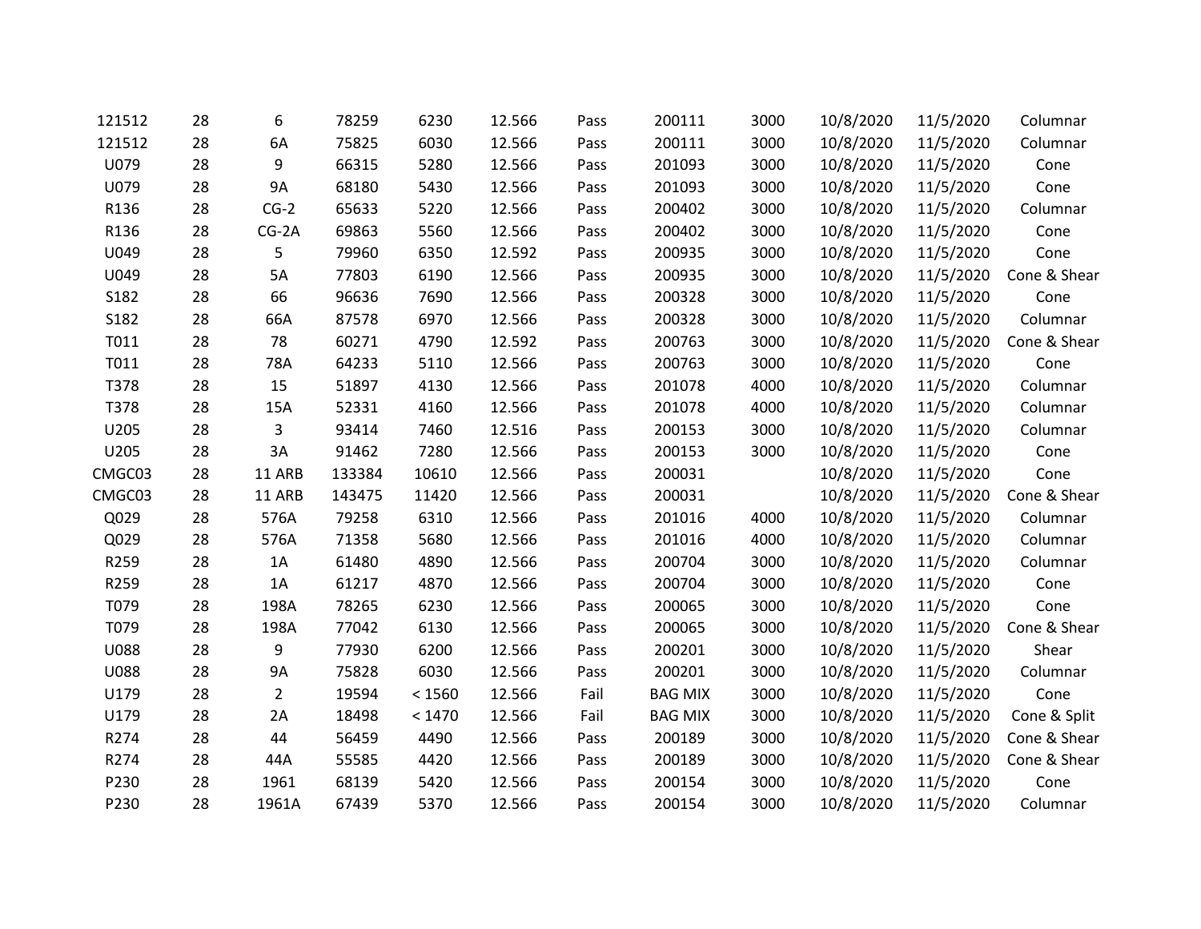| | | | | | | | | | | | |
|---|---|---|---|---|---|---|---|---|---|---|---|
| 121512 | 28 | 6 | 78259 | 6230 | 12.566 | Pass | 200111 | 3000 | 10/8/2020 | 11/5/2020 | Columnar |
| 121512 | 28 | 6A | 75825 | 6030 | 12.566 | Pass | 200111 | 3000 | 10/8/2020 | 11/5/2020 | Columnar |
| U079 | 28 | 9 | 66315 | 5280 | 12.566 | Pass | 201093 | 3000 | 10/8/2020 | 11/5/2020 | Cone |
| U079 | 28 | 9A | 68180 | 5430 | 12.566 | Pass | 201093 | 3000 | 10/8/2020 | 11/5/2020 | Cone |
| R136 | 28 | CG-2 | 65633 | 5220 | 12.566 | Pass | 200402 | 3000 | 10/8/2020 | 11/5/2020 | Columnar |
| R136 | 28 | CG-2A | 69863 | 5560 | 12.566 | Pass | 200402 | 3000 | 10/8/2020 | 11/5/2020 | Cone |
| U049 | 28 | 5 | 79960 | 6350 | 12.592 | Pass | 200935 | 3000 | 10/8/2020 | 11/5/2020 | Cone |
| U049 | 28 | 5A | 77803 | 6190 | 12.566 | Pass | 200935 | 3000 | 10/8/2020 | 11/5/2020 | Cone & Shear |
| S182 | 28 | 66 | 96636 | 7690 | 12.566 | Pass | 200328 | 3000 | 10/8/2020 | 11/5/2020 | Cone |
| S182 | 28 | 66A | 87578 | 6970 | 12.566 | Pass | 200328 | 3000 | 10/8/2020 | 11/5/2020 | Columnar |
| T011 | 28 | 78 | 60271 | 4790 | 12.592 | Pass | 200763 | 3000 | 10/8/2020 | 11/5/2020 | Cone & Shear |
| T011 | 28 | 78A | 64233 | 5110 | 12.566 | Pass | 200763 | 3000 | 10/8/2020 | 11/5/2020 | Cone |
| T378 | 28 | 15 | 51897 | 4130 | 12.566 | Pass | 201078 | 4000 | 10/8/2020 | 11/5/2020 | Columnar |
| T378 | 28 | 15A | 52331 | 4160 | 12.566 | Pass | 201078 | 4000 | 10/8/2020 | 11/5/2020 | Columnar |
| U205 | 28 | 3 | 93414 | 7460 | 12.516 | Pass | 200153 | 3000 | 10/8/2020 | 11/5/2020 | Columnar |
| U205 | 28 | 3A | 91462 | 7280 | 12.566 | Pass | 200153 | 3000 | 10/8/2020 | 11/5/2020 | Cone |
| CMGC03 | 28 | 11 ARB | 133384 | 10610 | 12.566 | Pass | 200031 | | 10/8/2020 | 11/5/2020 | Cone |
| CMGC03 | 28 | 11 ARB | 143475 | 11420 | 12.566 | Pass | 200031 | | 10/8/2020 | 11/5/2020 | Cone & Shear |
| Q029 | 28 | 576A | 79258 | 6310 | 12.566 | Pass | 201016 | 4000 | 10/8/2020 | 11/5/2020 | Columnar |
| Q029 | 28 | 576A | 71358 | 5680 | 12.566 | Pass | 201016 | 4000 | 10/8/2020 | 11/5/2020 | Columnar |
| R259 | 28 | 1A | 61480 | 4890 | 12.566 | Pass | 200704 | 3000 | 10/8/2020 | 11/5/2020 | Columnar |
| R259 | 28 | 1A | 61217 | 4870 | 12.566 | Pass | 200704 | 3000 | 10/8/2020 | 11/5/2020 | Cone |
| T079 | 28 | 198A | 78265 | 6230 | 12.566 | Pass | 200065 | 3000 | 10/8/2020 | 11/5/2020 | Cone |
| T079 | 28 | 198A | 77042 | 6130 | 12.566 | Pass | 200065 | 3000 | 10/8/2020 | 11/5/2020 | Cone & Shear |
| U088 | 28 | 9 | 77930 | 6200 | 12.566 | Pass | 200201 | 3000 | 10/8/2020 | 11/5/2020 | Shear |
| U088 | 28 | 9A | 75828 | 6030 | 12.566 | Pass | 200201 | 3000 | 10/8/2020 | 11/5/2020 | Columnar |
| U179 | 28 | 2 | 19594 | < 1560 | 12.566 | Fail | BAG MIX | 3000 | 10/8/2020 | 11/5/2020 | Cone |
| U179 | 28 | 2A | 18498 | < 1470 | 12.566 | Fail | BAG MIX | 3000 | 10/8/2020 | 11/5/2020 | Cone & Split |
| R274 | 28 | 44 | 56459 | 4490 | 12.566 | Pass | 200189 | 3000 | 10/8/2020 | 11/5/2020 | Cone & Shear |
| R274 | 28 | 44A | 55585 | 4420 | 12.566 | Pass | 200189 | 3000 | 10/8/2020 | 11/5/2020 | Cone & Shear |
| P230 | 28 | 1961 | 68139 | 5420 | 12.566 | Pass | 200154 | 3000 | 10/8/2020 | 11/5/2020 | Cone |
| P230 | 28 | 1961A | 67439 | 5370 | 12.566 | Pass | 200154 | 3000 | 10/8/2020 | 11/5/2020 | Columnar |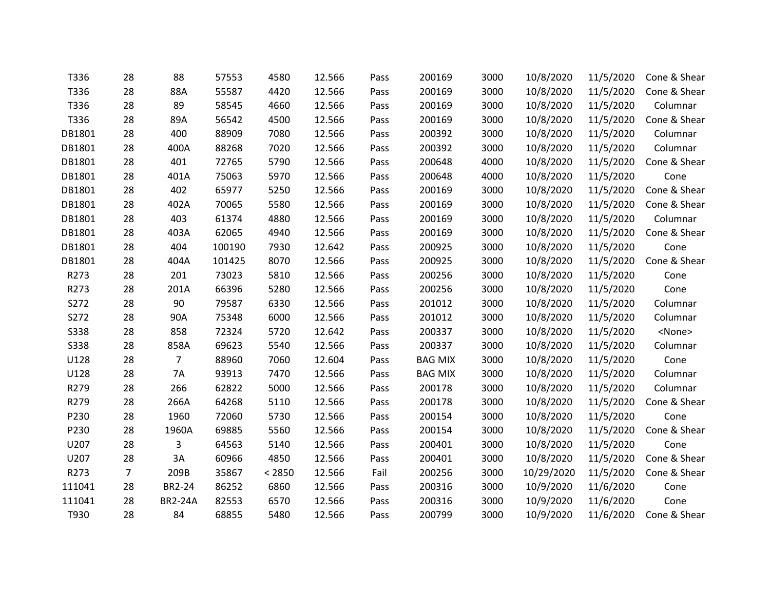| | | | | | | | | | | | |
|---|---|---|---|---|---|---|---|---|---|---|---|
| T336 | 28 | 88 | 57553 | 4580 | 12.566 | Pass | 200169 | 3000 | 10/8/2020 | 11/5/2020 | Cone & Shear |
| T336 | 28 | 88A | 55587 | 4420 | 12.566 | Pass | 200169 | 3000 | 10/8/2020 | 11/5/2020 | Cone & Shear |
| T336 | 28 | 89 | 58545 | 4660 | 12.566 | Pass | 200169 | 3000 | 10/8/2020 | 11/5/2020 | Columnar |
| T336 | 28 | 89A | 56542 | 4500 | 12.566 | Pass | 200169 | 3000 | 10/8/2020 | 11/5/2020 | Cone & Shear |
| DB1801 | 28 | 400 | 88909 | 7080 | 12.566 | Pass | 200392 | 3000 | 10/8/2020 | 11/5/2020 | Columnar |
| DB1801 | 28 | 400A | 88268 | 7020 | 12.566 | Pass | 200392 | 3000 | 10/8/2020 | 11/5/2020 | Columnar |
| DB1801 | 28 | 401 | 72765 | 5790 | 12.566 | Pass | 200648 | 4000 | 10/8/2020 | 11/5/2020 | Cone & Shear |
| DB1801 | 28 | 401A | 75063 | 5970 | 12.566 | Pass | 200648 | 4000 | 10/8/2020 | 11/5/2020 | Cone |
| DB1801 | 28 | 402 | 65977 | 5250 | 12.566 | Pass | 200169 | 3000 | 10/8/2020 | 11/5/2020 | Cone & Shear |
| DB1801 | 28 | 402A | 70065 | 5580 | 12.566 | Pass | 200169 | 3000 | 10/8/2020 | 11/5/2020 | Cone & Shear |
| DB1801 | 28 | 403 | 61374 | 4880 | 12.566 | Pass | 200169 | 3000 | 10/8/2020 | 11/5/2020 | Columnar |
| DB1801 | 28 | 403A | 62065 | 4940 | 12.566 | Pass | 200169 | 3000 | 10/8/2020 | 11/5/2020 | Cone & Shear |
| DB1801 | 28 | 404 | 100190 | 7930 | 12.642 | Pass | 200925 | 3000 | 10/8/2020 | 11/5/2020 | Cone |
| DB1801 | 28 | 404A | 101425 | 8070 | 12.566 | Pass | 200925 | 3000 | 10/8/2020 | 11/5/2020 | Cone & Shear |
| R273 | 28 | 201 | 73023 | 5810 | 12.566 | Pass | 200256 | 3000 | 10/8/2020 | 11/5/2020 | Cone |
| R273 | 28 | 201A | 66396 | 5280 | 12.566 | Pass | 200256 | 3000 | 10/8/2020 | 11/5/2020 | Cone |
| S272 | 28 | 90 | 79587 | 6330 | 12.566 | Pass | 201012 | 3000 | 10/8/2020 | 11/5/2020 | Columnar |
| S272 | 28 | 90A | 75348 | 6000 | 12.566 | Pass | 201012 | 3000 | 10/8/2020 | 11/5/2020 | Columnar |
| S338 | 28 | 858 | 72324 | 5720 | 12.642 | Pass | 200337 | 3000 | 10/8/2020 | 11/5/2020 | <None> |
| S338 | 28 | 858A | 69623 | 5540 | 12.566 | Pass | 200337 | 3000 | 10/8/2020 | 11/5/2020 | Columnar |
| U128 | 28 | 7 | 88960 | 7060 | 12.604 | Pass | BAG MIX | 3000 | 10/8/2020 | 11/5/2020 | Cone |
| U128 | 28 | 7A | 93913 | 7470 | 12.566 | Pass | BAG MIX | 3000 | 10/8/2020 | 11/5/2020 | Columnar |
| R279 | 28 | 266 | 62822 | 5000 | 12.566 | Pass | 200178 | 3000 | 10/8/2020 | 11/5/2020 | Columnar |
| R279 | 28 | 266A | 64268 | 5110 | 12.566 | Pass | 200178 | 3000 | 10/8/2020 | 11/5/2020 | Cone & Shear |
| P230 | 28 | 1960 | 72060 | 5730 | 12.566 | Pass | 200154 | 3000 | 10/8/2020 | 11/5/2020 | Cone |
| P230 | 28 | 1960A | 69885 | 5560 | 12.566 | Pass | 200154 | 3000 | 10/8/2020 | 11/5/2020 | Cone & Shear |
| U207 | 28 | 3 | 64563 | 5140 | 12.566 | Pass | 200401 | 3000 | 10/8/2020 | 11/5/2020 | Cone |
| U207 | 28 | 3A | 60966 | 4850 | 12.566 | Pass | 200401 | 3000 | 10/8/2020 | 11/5/2020 | Cone & Shear |
| R273 | 7 | 209B | 35867 | < 2850 | 12.566 | Fail | 200256 | 3000 | 10/29/2020 | 11/5/2020 | Cone & Shear |
| 111041 | 28 | BR2-24 | 86252 | 6860 | 12.566 | Pass | 200316 | 3000 | 10/9/2020 | 11/6/2020 | Cone |
| 111041 | 28 | BR2-24A | 82553 | 6570 | 12.566 | Pass | 200316 | 3000 | 10/9/2020 | 11/6/2020 | Cone |
| T930 | 28 | 84 | 68855 | 5480 | 12.566 | Pass | 200799 | 3000 | 10/9/2020 | 11/6/2020 | Cone & Shear |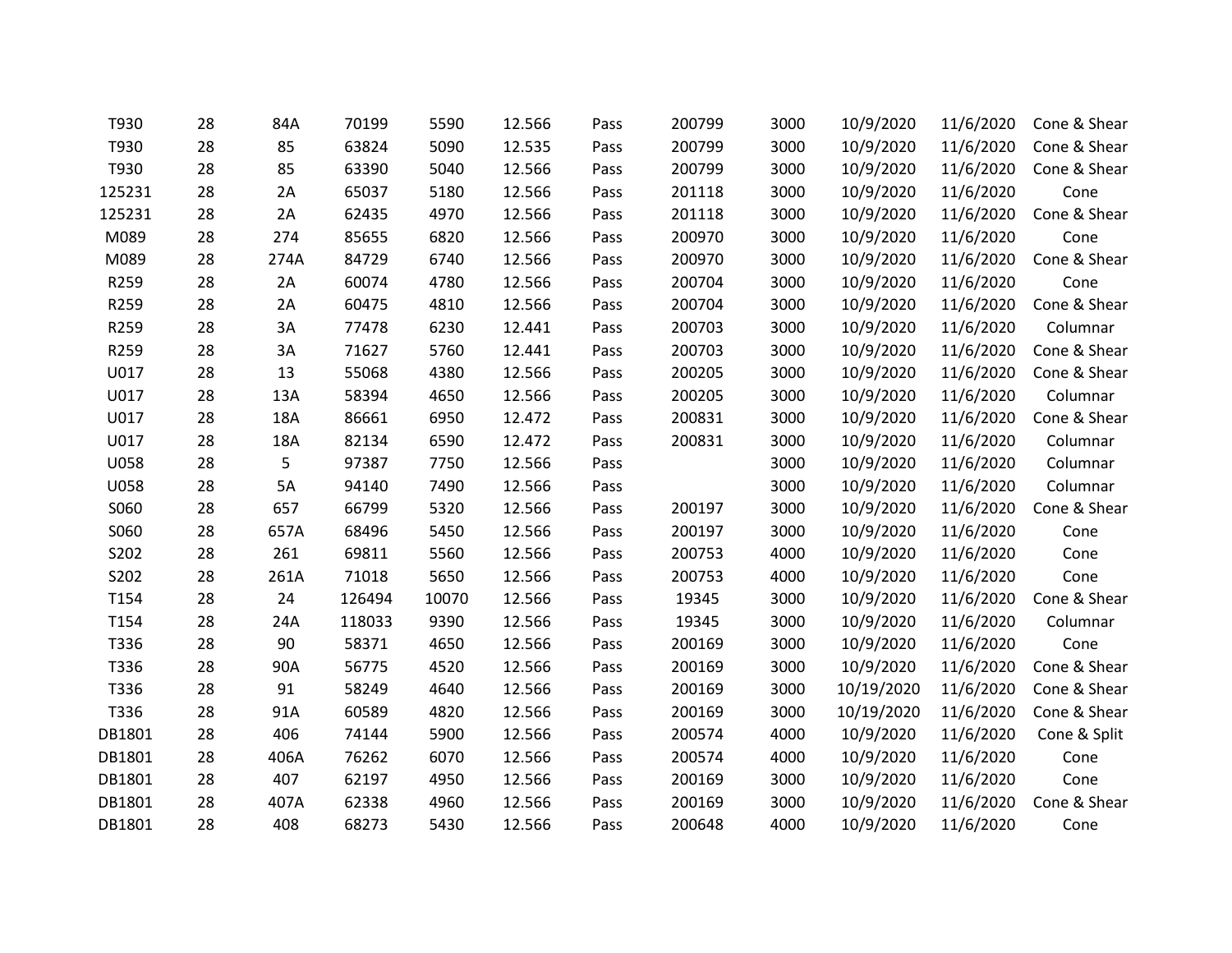| | | | | | | | | | | | |
|---|---|---|---|---|---|---|---|---|---|---|---|
| T930 | 28 | 84A | 70199 | 5590 | 12.566 | Pass | 200799 | 3000 | 10/9/2020 | 11/6/2020 | Cone & Shear |
| T930 | 28 | 85 | 63824 | 5090 | 12.535 | Pass | 200799 | 3000 | 10/9/2020 | 11/6/2020 | Cone & Shear |
| T930 | 28 | 85 | 63390 | 5040 | 12.566 | Pass | 200799 | 3000 | 10/9/2020 | 11/6/2020 | Cone & Shear |
| 125231 | 28 | 2A | 65037 | 5180 | 12.566 | Pass | 201118 | 3000 | 10/9/2020 | 11/6/2020 | Cone |
| 125231 | 28 | 2A | 62435 | 4970 | 12.566 | Pass | 201118 | 3000 | 10/9/2020 | 11/6/2020 | Cone & Shear |
| M089 | 28 | 274 | 85655 | 6820 | 12.566 | Pass | 200970 | 3000 | 10/9/2020 | 11/6/2020 | Cone |
| M089 | 28 | 274A | 84729 | 6740 | 12.566 | Pass | 200970 | 3000 | 10/9/2020 | 11/6/2020 | Cone & Shear |
| R259 | 28 | 2A | 60074 | 4780 | 12.566 | Pass | 200704 | 3000 | 10/9/2020 | 11/6/2020 | Cone |
| R259 | 28 | 2A | 60475 | 4810 | 12.566 | Pass | 200704 | 3000 | 10/9/2020 | 11/6/2020 | Cone & Shear |
| R259 | 28 | 3A | 77478 | 6230 | 12.441 | Pass | 200703 | 3000 | 10/9/2020 | 11/6/2020 | Columnar |
| R259 | 28 | 3A | 71627 | 5760 | 12.441 | Pass | 200703 | 3000 | 10/9/2020 | 11/6/2020 | Cone & Shear |
| U017 | 28 | 13 | 55068 | 4380 | 12.566 | Pass | 200205 | 3000 | 10/9/2020 | 11/6/2020 | Cone & Shear |
| U017 | 28 | 13A | 58394 | 4650 | 12.566 | Pass | 200205 | 3000 | 10/9/2020 | 11/6/2020 | Columnar |
| U017 | 28 | 18A | 86661 | 6950 | 12.472 | Pass | 200831 | 3000 | 10/9/2020 | 11/6/2020 | Cone & Shear |
| U017 | 28 | 18A | 82134 | 6590 | 12.472 | Pass | 200831 | 3000 | 10/9/2020 | 11/6/2020 | Columnar |
| U058 | 28 | 5 | 97387 | 7750 | 12.566 | Pass | | 3000 | 10/9/2020 | 11/6/2020 | Columnar |
| U058 | 28 | 5A | 94140 | 7490 | 12.566 | Pass | | 3000 | 10/9/2020 | 11/6/2020 | Columnar |
| S060 | 28 | 657 | 66799 | 5320 | 12.566 | Pass | 200197 | 3000 | 10/9/2020 | 11/6/2020 | Cone & Shear |
| S060 | 28 | 657A | 68496 | 5450 | 12.566 | Pass | 200197 | 3000 | 10/9/2020 | 11/6/2020 | Cone |
| S202 | 28 | 261 | 69811 | 5560 | 12.566 | Pass | 200753 | 4000 | 10/9/2020 | 11/6/2020 | Cone |
| S202 | 28 | 261A | 71018 | 5650 | 12.566 | Pass | 200753 | 4000 | 10/9/2020 | 11/6/2020 | Cone |
| T154 | 28 | 24 | 126494 | 10070 | 12.566 | Pass | 19345 | 3000 | 10/9/2020 | 11/6/2020 | Cone & Shear |
| T154 | 28 | 24A | 118033 | 9390 | 12.566 | Pass | 19345 | 3000 | 10/9/2020 | 11/6/2020 | Columnar |
| T336 | 28 | 90 | 58371 | 4650 | 12.566 | Pass | 200169 | 3000 | 10/9/2020 | 11/6/2020 | Cone |
| T336 | 28 | 90A | 56775 | 4520 | 12.566 | Pass | 200169 | 3000 | 10/9/2020 | 11/6/2020 | Cone & Shear |
| T336 | 28 | 91 | 58249 | 4640 | 12.566 | Pass | 200169 | 3000 | 10/19/2020 | 11/6/2020 | Cone & Shear |
| T336 | 28 | 91A | 60589 | 4820 | 12.566 | Pass | 200169 | 3000 | 10/19/2020 | 11/6/2020 | Cone & Shear |
| DB1801 | 28 | 406 | 74144 | 5900 | 12.566 | Pass | 200574 | 4000 | 10/9/2020 | 11/6/2020 | Cone & Split |
| DB1801 | 28 | 406A | 76262 | 6070 | 12.566 | Pass | 200574 | 4000 | 10/9/2020 | 11/6/2020 | Cone |
| DB1801 | 28 | 407 | 62197 | 4950 | 12.566 | Pass | 200169 | 3000 | 10/9/2020 | 11/6/2020 | Cone |
| DB1801 | 28 | 407A | 62338 | 4960 | 12.566 | Pass | 200169 | 3000 | 10/9/2020 | 11/6/2020 | Cone & Shear |
| DB1801 | 28 | 408 | 68273 | 5430 | 12.566 | Pass | 200648 | 4000 | 10/9/2020 | 11/6/2020 | Cone |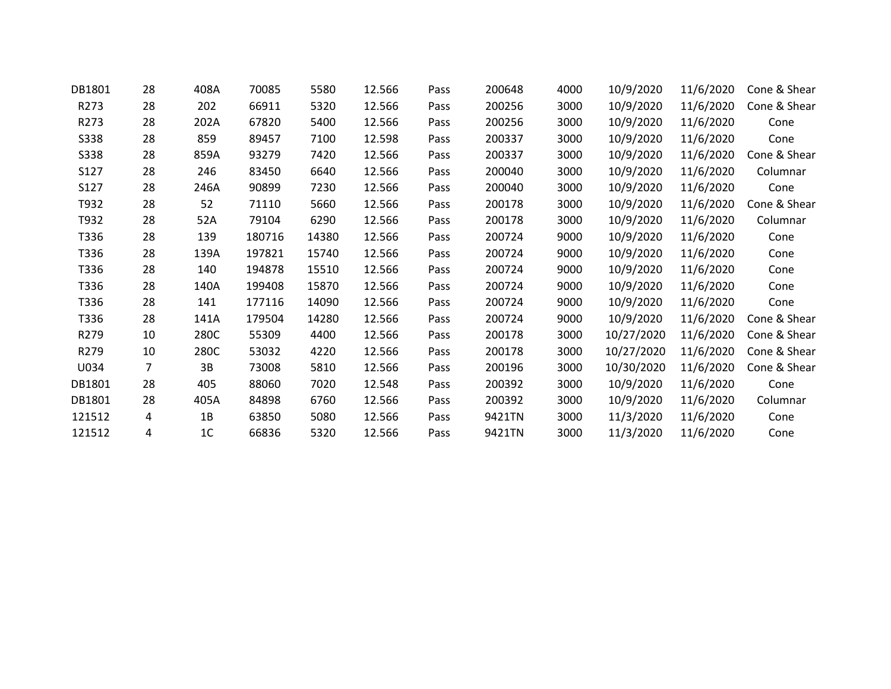| | | | | | | | | | | | |
|---|---|---|---|---|---|---|---|---|---|---|---|
| DB1801 | 28 | 408A | 70085 | 5580 | 12.566 | Pass | 200648 | 4000 | 10/9/2020 | 11/6/2020 | Cone & Shear |
| R273 | 28 | 202 | 66911 | 5320 | 12.566 | Pass | 200256 | 3000 | 10/9/2020 | 11/6/2020 | Cone & Shear |
| R273 | 28 | 202A | 67820 | 5400 | 12.566 | Pass | 200256 | 3000 | 10/9/2020 | 11/6/2020 | Cone |
| S338 | 28 | 859 | 89457 | 7100 | 12.598 | Pass | 200337 | 3000 | 10/9/2020 | 11/6/2020 | Cone |
| S338 | 28 | 859A | 93279 | 7420 | 12.566 | Pass | 200337 | 3000 | 10/9/2020 | 11/6/2020 | Cone & Shear |
| S127 | 28 | 246 | 83450 | 6640 | 12.566 | Pass | 200040 | 3000 | 10/9/2020 | 11/6/2020 | Columnar |
| S127 | 28 | 246A | 90899 | 7230 | 12.566 | Pass | 200040 | 3000 | 10/9/2020 | 11/6/2020 | Cone |
| T932 | 28 | 52 | 71110 | 5660 | 12.566 | Pass | 200178 | 3000 | 10/9/2020 | 11/6/2020 | Cone & Shear |
| T932 | 28 | 52A | 79104 | 6290 | 12.566 | Pass | 200178 | 3000 | 10/9/2020 | 11/6/2020 | Columnar |
| T336 | 28 | 139 | 180716 | 14380 | 12.566 | Pass | 200724 | 9000 | 10/9/2020 | 11/6/2020 | Cone |
| T336 | 28 | 139A | 197821 | 15740 | 12.566 | Pass | 200724 | 9000 | 10/9/2020 | 11/6/2020 | Cone |
| T336 | 28 | 140 | 194878 | 15510 | 12.566 | Pass | 200724 | 9000 | 10/9/2020 | 11/6/2020 | Cone |
| T336 | 28 | 140A | 199408 | 15870 | 12.566 | Pass | 200724 | 9000 | 10/9/2020 | 11/6/2020 | Cone |
| T336 | 28 | 141 | 177116 | 14090 | 12.566 | Pass | 200724 | 9000 | 10/9/2020 | 11/6/2020 | Cone |
| T336 | 28 | 141A | 179504 | 14280 | 12.566 | Pass | 200724 | 9000 | 10/9/2020 | 11/6/2020 | Cone & Shear |
| R279 | 10 | 280C | 55309 | 4400 | 12.566 | Pass | 200178 | 3000 | 10/27/2020 | 11/6/2020 | Cone & Shear |
| R279 | 10 | 280C | 53032 | 4220 | 12.566 | Pass | 200178 | 3000 | 10/27/2020 | 11/6/2020 | Cone & Shear |
| U034 | 7 | 3B | 73008 | 5810 | 12.566 | Pass | 200196 | 3000 | 10/30/2020 | 11/6/2020 | Cone & Shear |
| DB1801 | 28 | 405 | 88060 | 7020 | 12.548 | Pass | 200392 | 3000 | 10/9/2020 | 11/6/2020 | Cone |
| DB1801 | 28 | 405A | 84898 | 6760 | 12.566 | Pass | 200392 | 3000 | 10/9/2020 | 11/6/2020 | Columnar |
| 121512 | 4 | 1B | 63850 | 5080 | 12.566 | Pass | 9421TN | 3000 | 11/3/2020 | 11/6/2020 | Cone |
| 121512 | 4 | 1C | 66836 | 5320 | 12.566 | Pass | 9421TN | 3000 | 11/3/2020 | 11/6/2020 | Cone |